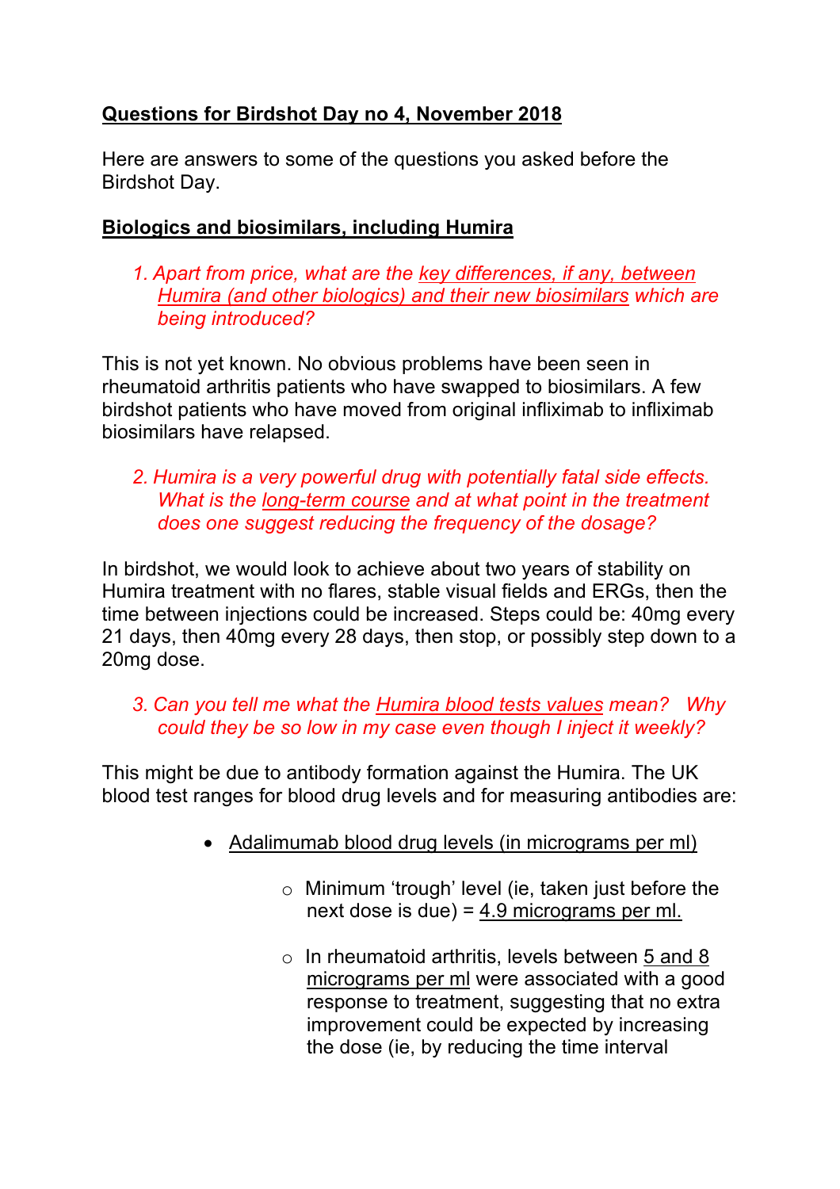**Questions for Birdshot Day no 4, November 2018**

Here are answers to some of the questions you asked before the Birdshot Day.

**Biologics and biosimilars, including Humira**

1. *Apart from price, what are the key differences, if any, between Humira (and other biologics) and their new biosimilars which are being introduced?*

This is not yet known. No obvious problems have been seen in rheumatoid arthritis patients who have swapped to biosimilars. A few birdshot patients who have moved from original infliximab to infliximab biosimilars have relapsed.

2. *Humira is a very powerful drug with potentially fatal side effects. What is the long-term course and at what point in the treatment does one suggest reducing the frequency of the dosage?*

In birdshot, we would look to achieve about two years of stability on Humira treatment with no flares, stable visual fields and ERGs, then the time between injections could be increased. Steps could be: 40mg every 21 days, then 40mg every 28 days, then stop, or possibly step down to a 20mg dose.

3. *Can you tell me what the Humira blood tests values mean? Why could they be so low in my case even though I inject it weekly?*

This might be due to antibody formation against the Humira. The UK blood test ranges for blood drug levels and for measuring antibodies are:

- Adalimumab blood drug levels (in micrograms per ml)
  - Minimum 'trough' level (ie, taken just before the next dose is due) = 4.9 micrograms per ml.
  - In rheumatoid arthritis, levels between 5 and 8 micrograms per ml were associated with a good response to treatment, suggesting that no extra improvement could be expected by increasing the dose (ie, by reducing the time interval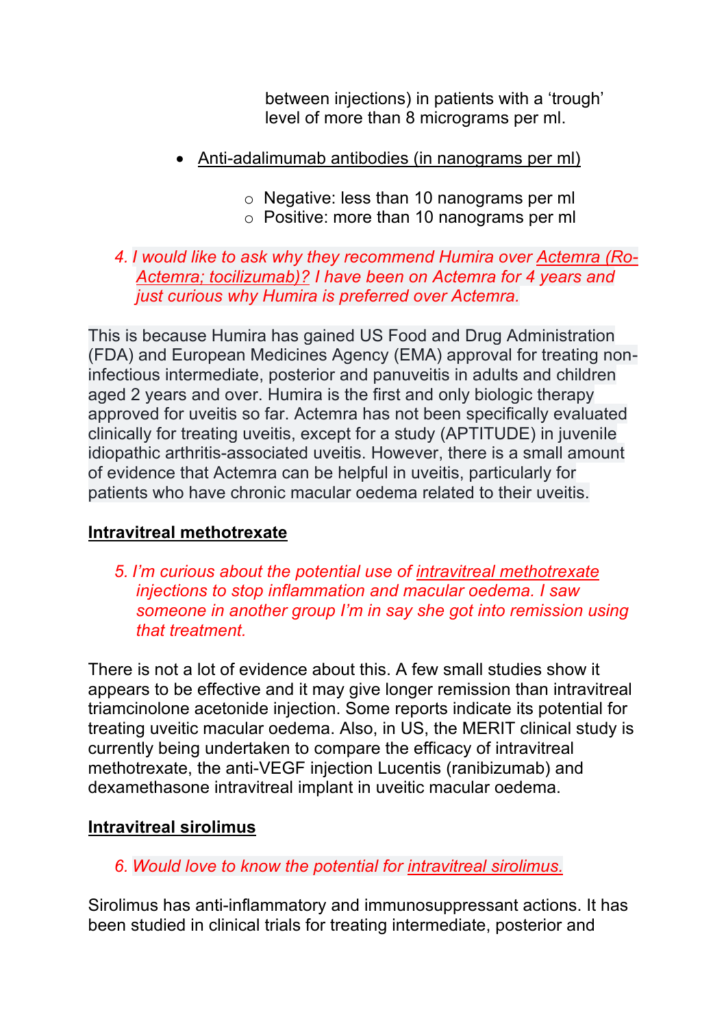between injections) in patients with a 'trough' level of more than 8 micrograms per ml.

- Anti-adalimumab antibodies (in nanograms per ml)
    - Negative: less than 10 nanograms per ml
    - Positive: more than 10 nanograms per ml

*4. I would like to ask why they recommend Humira over Actemra (Ro-Actemra; tocilizumab)? I have been on Actemra for 4 years and just curious why Humira is preferred over Actemra.*

This is because Humira has gained US Food and Drug Administration (FDA) and European Medicines Agency (EMA) approval for treating non-infectious intermediate, posterior and panuveitis in adults and children aged 2 years and over. Humira is the first and only biologic therapy approved for uveitis so far. Actemra has not been specifically evaluated clinically for treating uveitis, except for a study (APTITUDE) in juvenile idiopathic arthritis-associated uveitis. However, there is a small amount of evidence that Actemra can be helpful in uveitis, particularly for patients who have chronic macular oedema related to their uveitis.

## Intravitreal methotrexate

*5. I'm curious about the potential use of intravitreal methotrexate injections to stop inflammation and macular oedema. I saw someone in another group I'm in say she got into remission using that treatment.*

There is not a lot of evidence about this. A few small studies show it appears to be effective and it may give longer remission than intravitreal triamcinolone acetonide injection. Some reports indicate its potential for treating uveitic macular oedema. Also, in US, the MERIT clinical study is currently being undertaken to compare the efficacy of intravitreal methotrexate, the anti-VEGF injection Lucentis (ranibizumab) and dexamethasone intravitreal implant in uveitic macular oedema.

## Intravitreal sirolimus

*6. Would love to know the potential for intravitreal sirolimus.*

Sirolimus has anti-inflammatory and immunosuppressant actions. It has been studied in clinical trials for treating intermediate, posterior and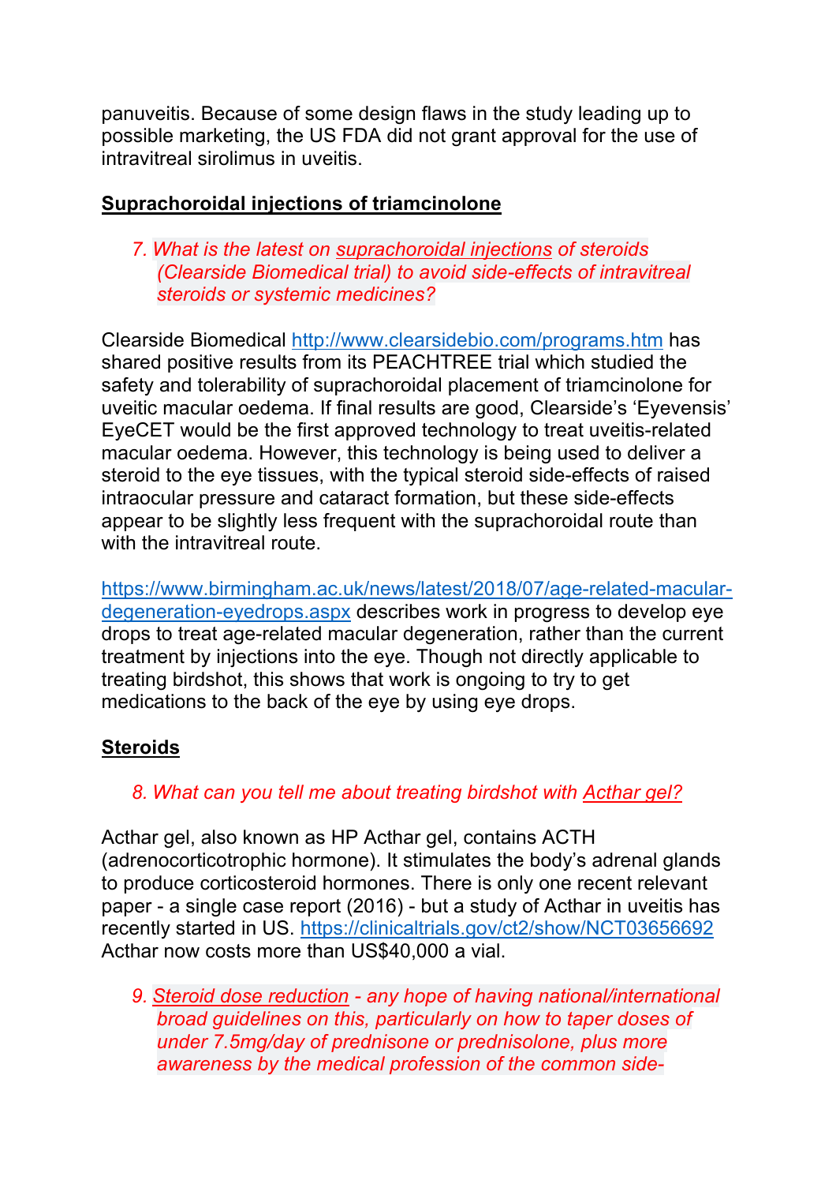panuveitis. Because of some design flaws in the study leading up to possible marketing, the US FDA did not grant approval for the use of intravitreal sirolimus in uveitis.

## Suprachoroidal injections of triamcinolone

7. *What is the latest on suprachoroidal injections of steroids (Clearside Biomedical trial) to avoid side-effects of intravitreal steroids or systemic medicines?*

Clearside Biomedical http://www.clearsidebio.com/programs.htm has shared positive results from its PEACHTREE trial which studied the safety and tolerability of suprachoroidal placement of triamcinolone for uveitic macular oedema. If final results are good, Clearside's 'Eyevensis' EyeCET would be the first approved technology to treat uveitis-related macular oedema. However, this technology is being used to deliver a steroid to the eye tissues, with the typical steroid side-effects of raised intraocular pressure and cataract formation, but these side-effects appear to be slightly less frequent with the suprachoroidal route than with the intravitreal route.

https://www.birmingham.ac.uk/news/latest/2018/07/age-related-macular-degeneration-eyedrops.aspx describes work in progress to develop eye drops to treat age-related macular degeneration, rather than the current treatment by injections into the eye. Though not directly applicable to treating birdshot, this shows that work is ongoing to try to get medications to the back of the eye by using eye drops.

## Steroids

8. *What can you tell me about treating birdshot with Acthar gel?*

Acthar gel, also known as HP Acthar gel, contains ACTH (adrenocorticotrophic hormone). It stimulates the body's adrenal glands to produce corticosteroid hormones. There is only one recent relevant paper - a single case report (2016) - but a study of Acthar in uveitis has recently started in US. https://clinicaltrials.gov/ct2/show/NCT03656692 Acthar now costs more than US$40,000 a vial.

9. *Steroid dose reduction - any hope of having national/international broad guidelines on this, particularly on how to taper doses of under 7.5mg/day of prednisone or prednisolone, plus more awareness by the medical profession of the common side-*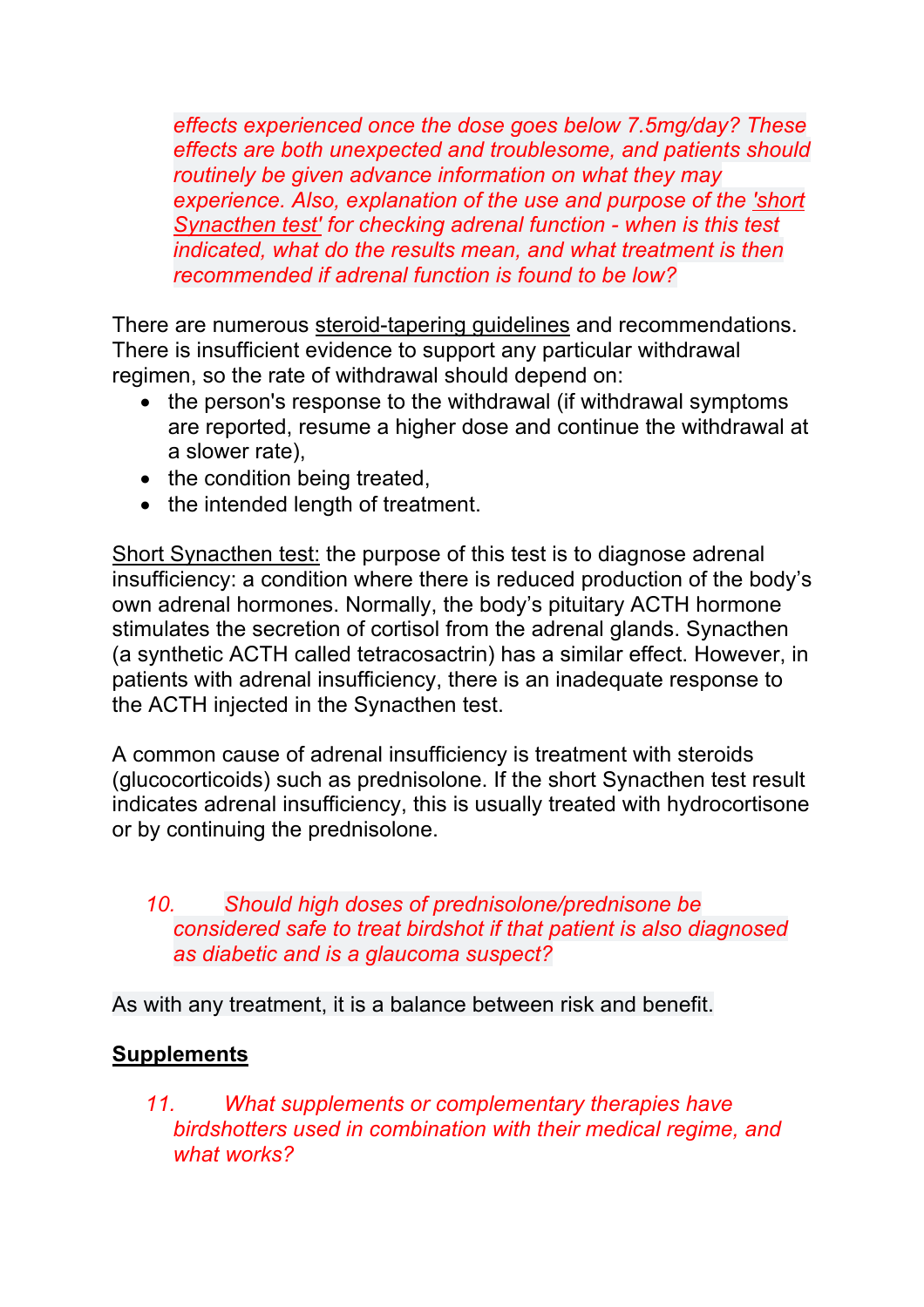*effects experienced once the dose goes below 7.5mg/day? These effects are both unexpected and troublesome, and patients should routinely be given advance information on what they may experience. Also, explanation of the use and purpose of the 'short Synacthen test' for checking adrenal function - when is this test indicated, what do the results mean, and what treatment is then recommended if adrenal function is found to be low?*

There are numerous steroid-tapering guidelines and recommendations. There is insufficient evidence to support any particular withdrawal regimen, so the rate of withdrawal should depend on:

- the person's response to the withdrawal (if withdrawal symptoms are reported, resume a higher dose and continue the withdrawal at a slower rate),
- the condition being treated,
- the intended length of treatment.

Short Synacthen test: the purpose of this test is to diagnose adrenal insufficiency: a condition where there is reduced production of the body's own adrenal hormones. Normally, the body's pituitary ACTH hormone stimulates the secretion of cortisol from the adrenal glands. Synacthen (a synthetic ACTH called tetracosactrin) has a similar effect. However, in patients with adrenal insufficiency, there is an inadequate response to the ACTH injected in the Synacthen test.

A common cause of adrenal insufficiency is treatment with steroids (glucocorticoids) such as prednisolone. If the short Synacthen test result indicates adrenal insufficiency, this is usually treated with hydrocortisone or by continuing the prednisolone.

10. *Should high doses of prednisolone/prednisone be considered safe to treat birdshot if that patient is also diagnosed as diabetic and is a glaucoma suspect?*

As with any treatment, it is a balance between risk and benefit.

**Supplements**

11. *What supplements or complementary therapies have birdshotters used in combination with their medical regime, and what works?*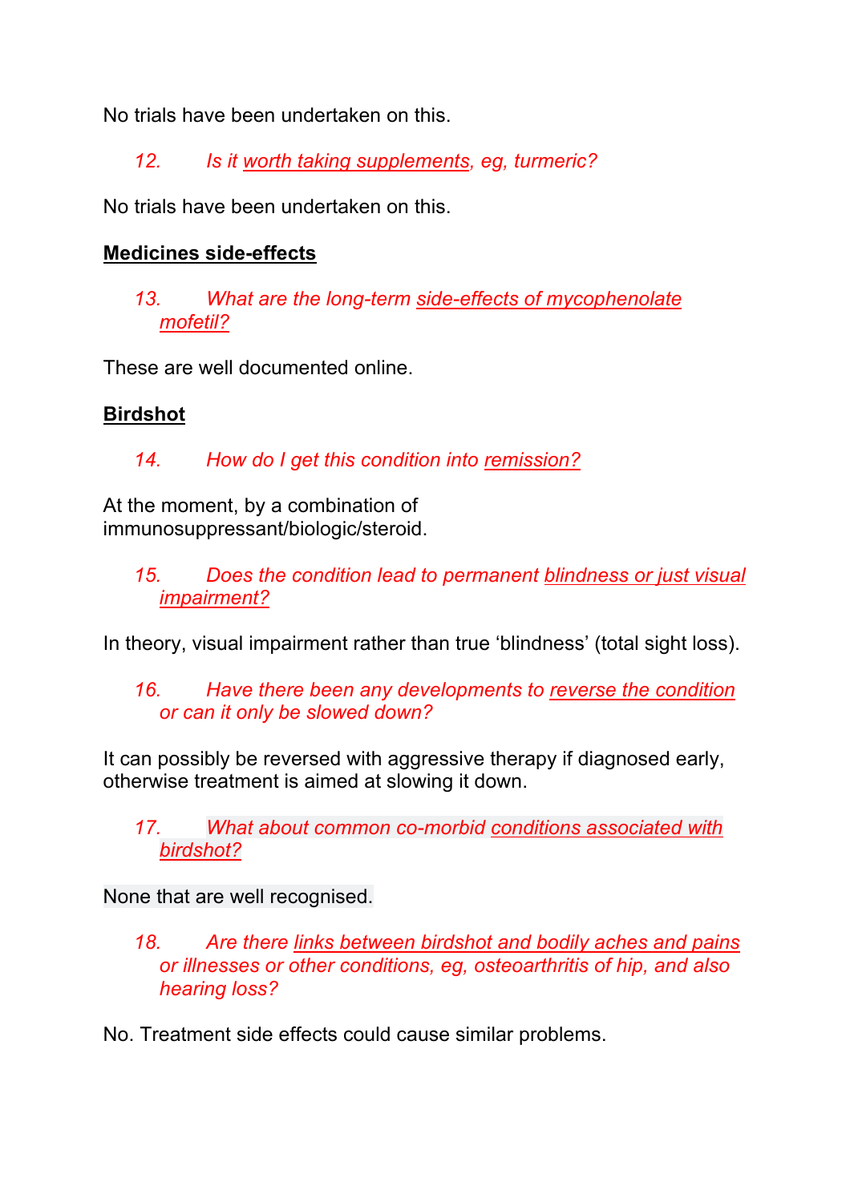No trials have been undertaken on this.

*12. Is it worth taking supplements, eg, turmeric?*

No trials have been undertaken on this.

**Medicines side-effects**

*13. What are the long-term side-effects of mycophenolate mofetil?*

These are well documented online.

**Birdshot**

*14. How do I get this condition into remission?*

At the moment, by a combination of immunosuppressant/biologic/steroid.

*15. Does the condition lead to permanent blindness or just visual impairment?*

In theory, visual impairment rather than true 'blindness' (total sight loss).

*16. Have there been any developments to reverse the condition or can it only be slowed down?*

It can possibly be reversed with aggressive therapy if diagnosed early, otherwise treatment is aimed at slowing it down.

*17. What about common co-morbid conditions associated with birdshot?*

None that are well recognised.

*18. Are there links between birdshot and bodily aches and pains or illnesses or other conditions, eg, osteoarthritis of hip, and also hearing loss?*

No. Treatment side effects could cause similar problems.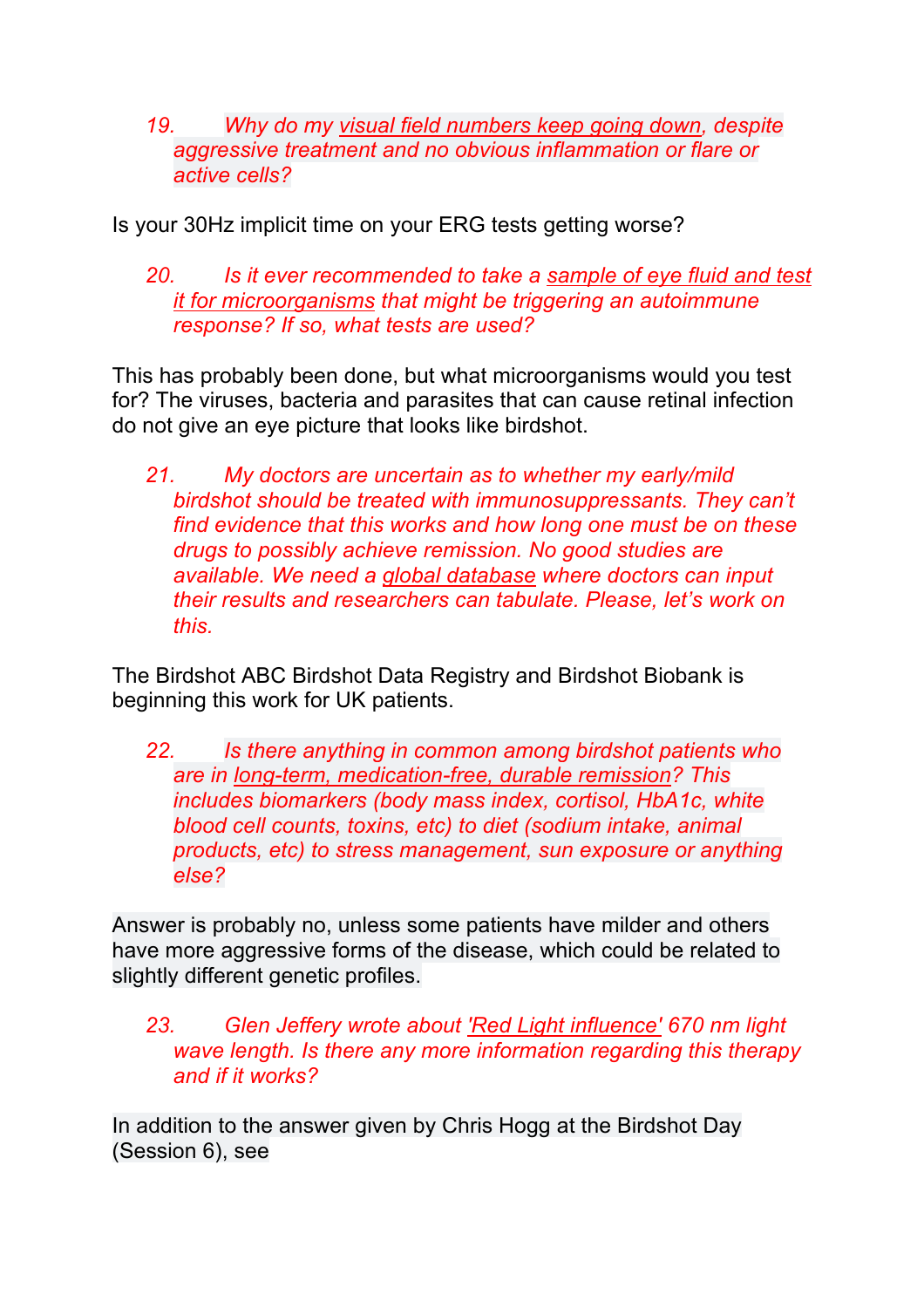*19. Why do my visual field numbers keep going down, despite aggressive treatment and no obvious inflammation or flare or active cells?*

Is your 30Hz implicit time on your ERG tests getting worse?

*20. Is it ever recommended to take a sample of eye fluid and test it for microorganisms that might be triggering an autoimmune response? If so, what tests are used?*

This has probably been done, but what microorganisms would you test for? The viruses, bacteria and parasites that can cause retinal infection do not give an eye picture that looks like birdshot.

*21. My doctors are uncertain as to whether my early/mild birdshot should be treated with immunosuppressants. They can't find evidence that this works and how long one must be on these drugs to possibly achieve remission. No good studies are available. We need a global database where doctors can input their results and researchers can tabulate. Please, let's work on this.*

The Birdshot ABC Birdshot Data Registry and Birdshot Biobank is beginning this work for UK patients.

*22. Is there anything in common among birdshot patients who are in long-term, medication-free, durable remission? This includes biomarkers (body mass index, cortisol, HbA1c, white blood cell counts, toxins, etc) to diet (sodium intake, animal products, etc) to stress management, sun exposure or anything else?*

Answer is probably no, unless some patients have milder and others have more aggressive forms of the disease, which could be related to slightly different genetic profiles.

*23. Glen Jeffery wrote about 'Red Light influence' 670 nm light wave length. Is there any more information regarding this therapy and if it works?*

In addition to the answer given by Chris Hogg at the Birdshot Day (Session 6), see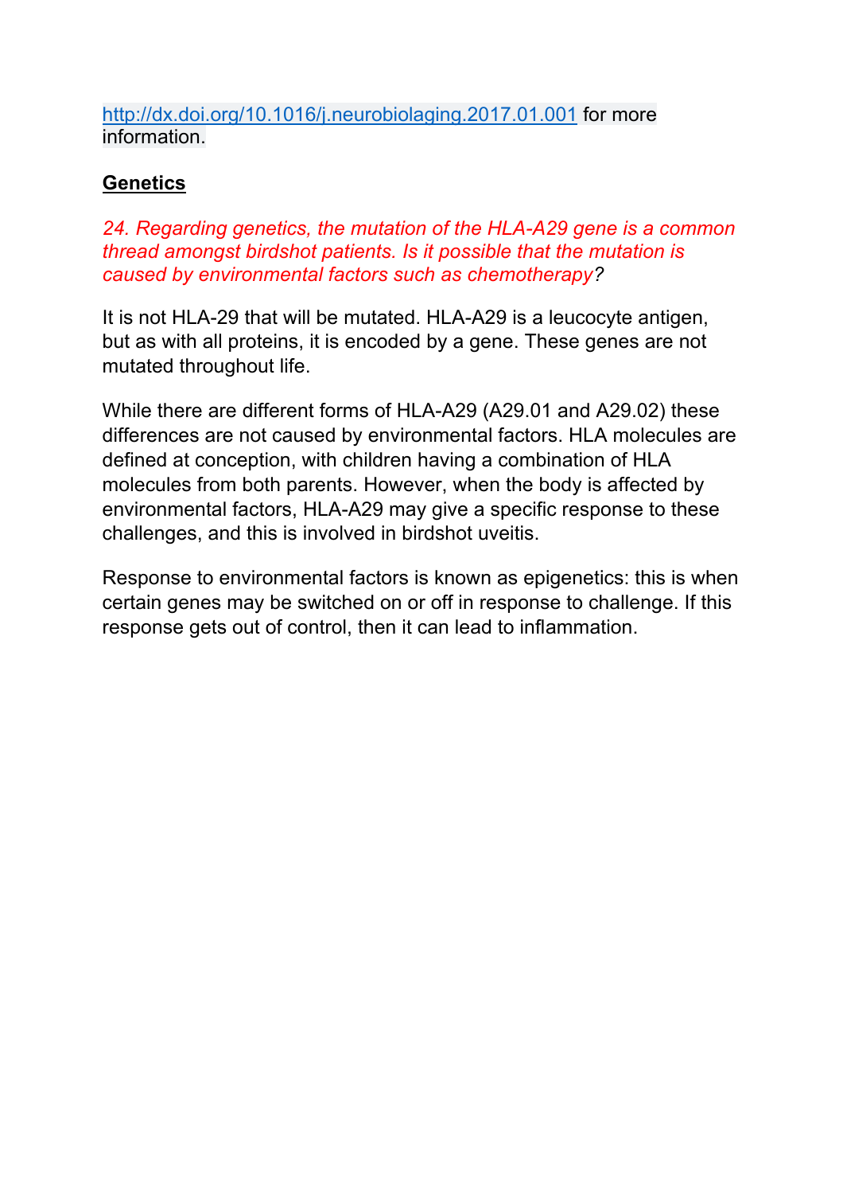http://dx.doi.org/10.1016/j.neurobiolaging.2017.01.001 for more information.

## Genetics

*24. Regarding genetics, the mutation of the HLA-A29 gene is a common thread amongst birdshot patients. Is it possible that the mutation is caused by environmental factors such as chemotherapy?*

It is not HLA-29 that will be mutated. HLA-A29 is a leucocyte antigen, but as with all proteins, it is encoded by a gene. These genes are not mutated throughout life.

While there are different forms of HLA-A29 (A29.01 and A29.02) these differences are not caused by environmental factors. HLA molecules are defined at conception, with children having a combination of HLA molecules from both parents. However, when the body is affected by environmental factors, HLA-A29 may give a specific response to these challenges, and this is involved in birdshot uveitis.

Response to environmental factors is known as epigenetics: this is when certain genes may be switched on or off in response to challenge. If this response gets out of control, then it can lead to inflammation.